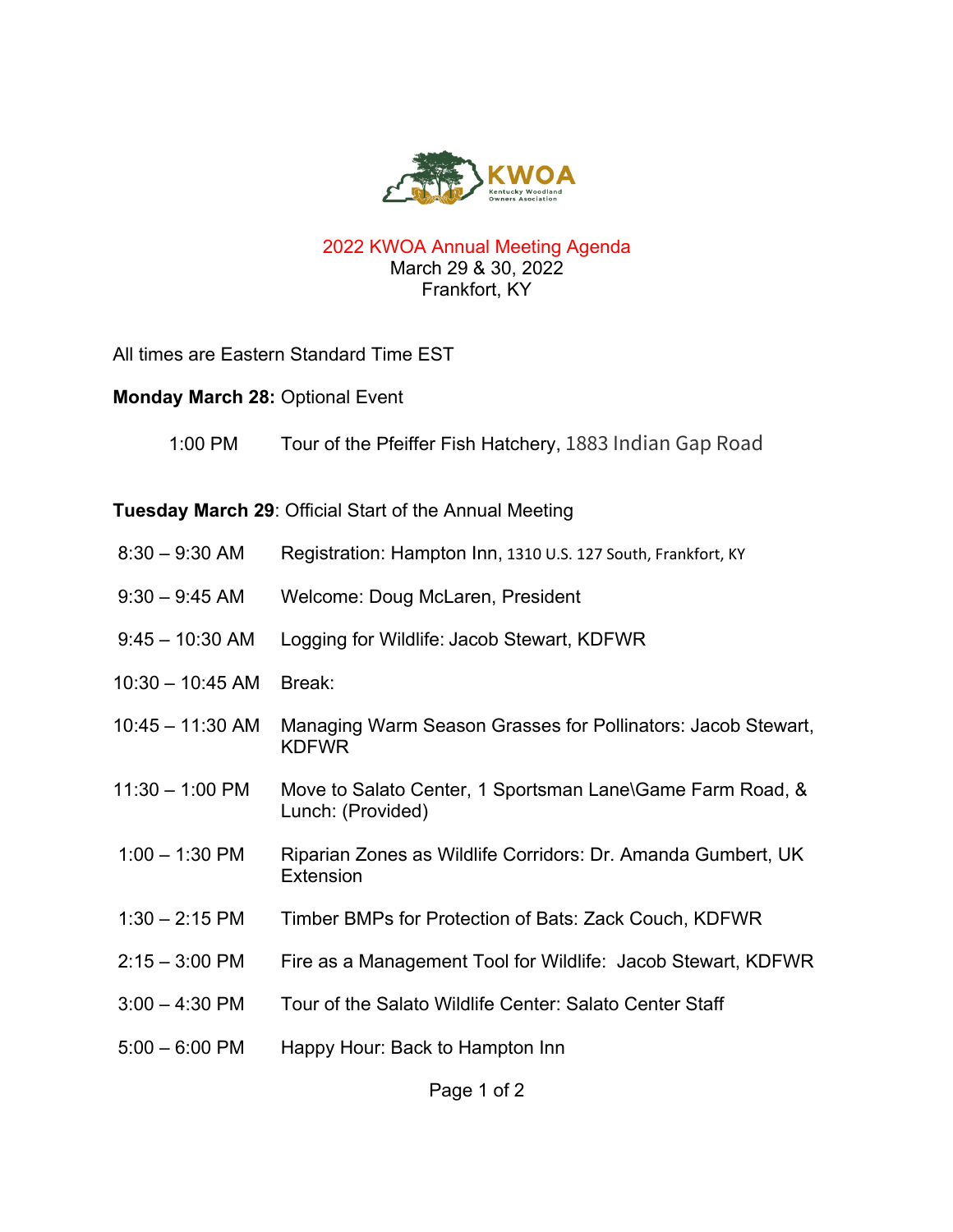KWOA Kentucky Woodland Owners Association

# 2022 KWOA Annual Meeting Agenda

March 29 & 30, 2022
Frankfort, KY

All times are Eastern Standard Time EST

**Monday March 28:** Optional Event

| | |
|---|---|
| 1:00 PM | Tour of the Pfeiffer Fish Hatchery, 1883 Indian Gap Road |

**Tuesday March 29**: Official Start of the Annual Meeting

| | |
|---|---|
| 8:30 – 9:30 AM | Registration: Hampton Inn, 1310 U.S. 127 South, Frankfort, KY |
| 9:30 – 9:45 AM | Welcome: Doug McLaren, President |
| 9:45 – 10:30 AM | Logging for Wildlife: Jacob Stewart, KDFWR |
| 10:30 – 10:45 AM | Break: |
| 10:45 – 11:30 AM | Managing Warm Season Grasses for Pollinators: Jacob Stewart, KDFWR |
| 11:30 – 1:00 PM | Move to Salato Center, 1 Sportsman Lane\Game Farm Road, & Lunch: (Provided) |
| 1:00 – 1:30 PM | Riparian Zones as Wildlife Corridors: Dr. Amanda Gumbert, UK Extension |
| 1:30 – 2:15 PM | Timber BMPs for Protection of Bats: Zack Couch, KDFWR |
| 2:15 – 3:00 PM | Fire as a Management Tool for Wildlife: Jacob Stewart, KDFWR |
| 3:00 – 4:30 PM | Tour of the Salato Wildlife Center: Salato Center Staff |
| 5:00 – 6:00 PM | Happy Hour: Back to Hampton Inn |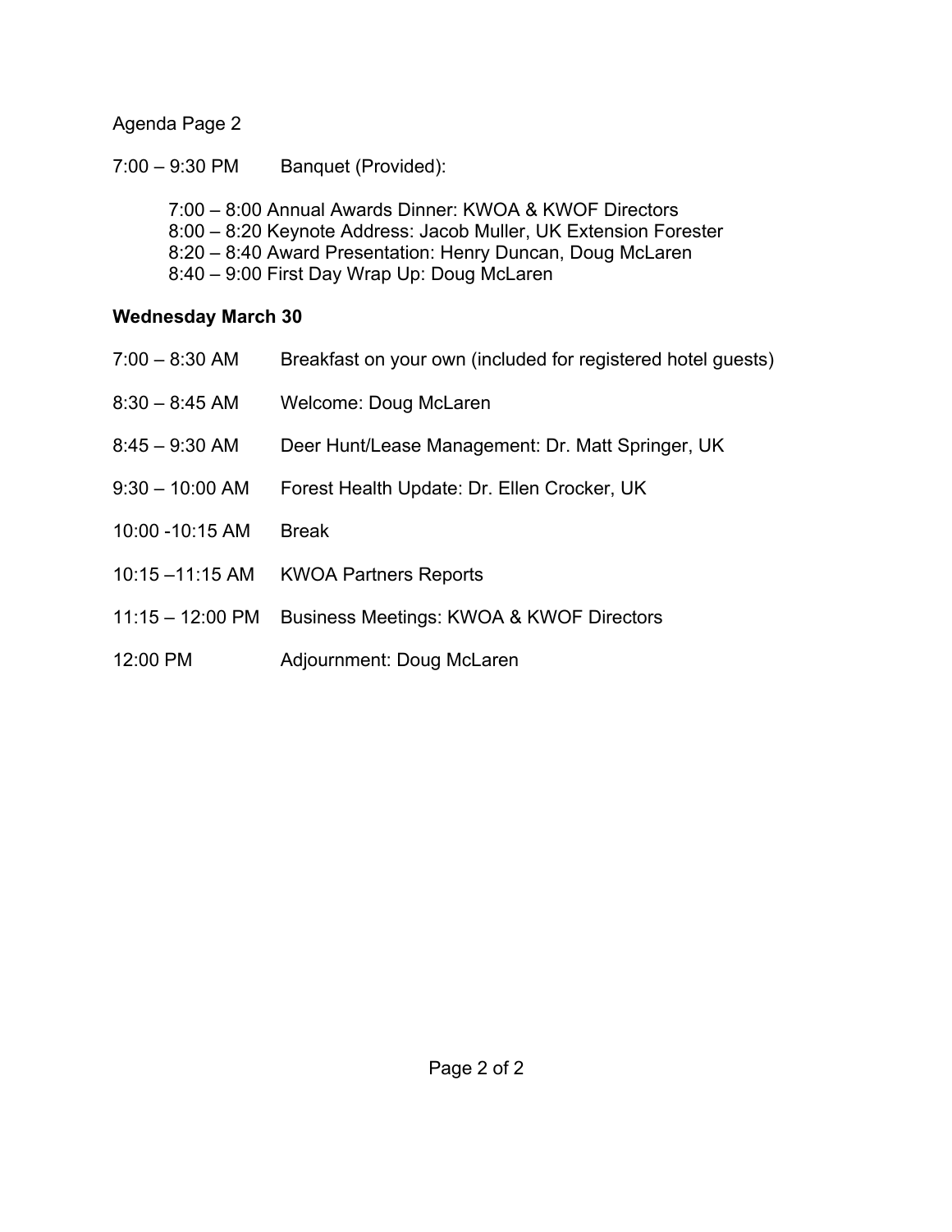Agenda Page 2

7:00 – 9:30 PM Banquet (Provided):

- 7:00 – 8:00 Annual Awards Dinner: KWOA & KWOF Directors
- 8:00 – 8:20 Keynote Address: Jacob Muller, UK Extension Forester
- 8:20 – 8:40 Award Presentation: Henry Duncan, Doug McLaren
- 8:40 – 9:00 First Day Wrap Up: Doug McLaren

**Wednesday March 30**

7:00 – 8:30 AM Breakfast on your own (included for registered hotel guests)

8:30 – 8:45 AM Welcome: Doug McLaren

8:45 – 9:30 AM Deer Hunt/Lease Management: Dr. Matt Springer, UK

9:30 – 10:00 AM Forest Health Update: Dr. Ellen Crocker, UK

10:00 -10:15 AM Break

10:15 –11:15 AM KWOA Partners Reports

11:15 – 12:00 PM Business Meetings: KWOA & KWOF Directors

12:00 PM Adjournment: Doug McLaren